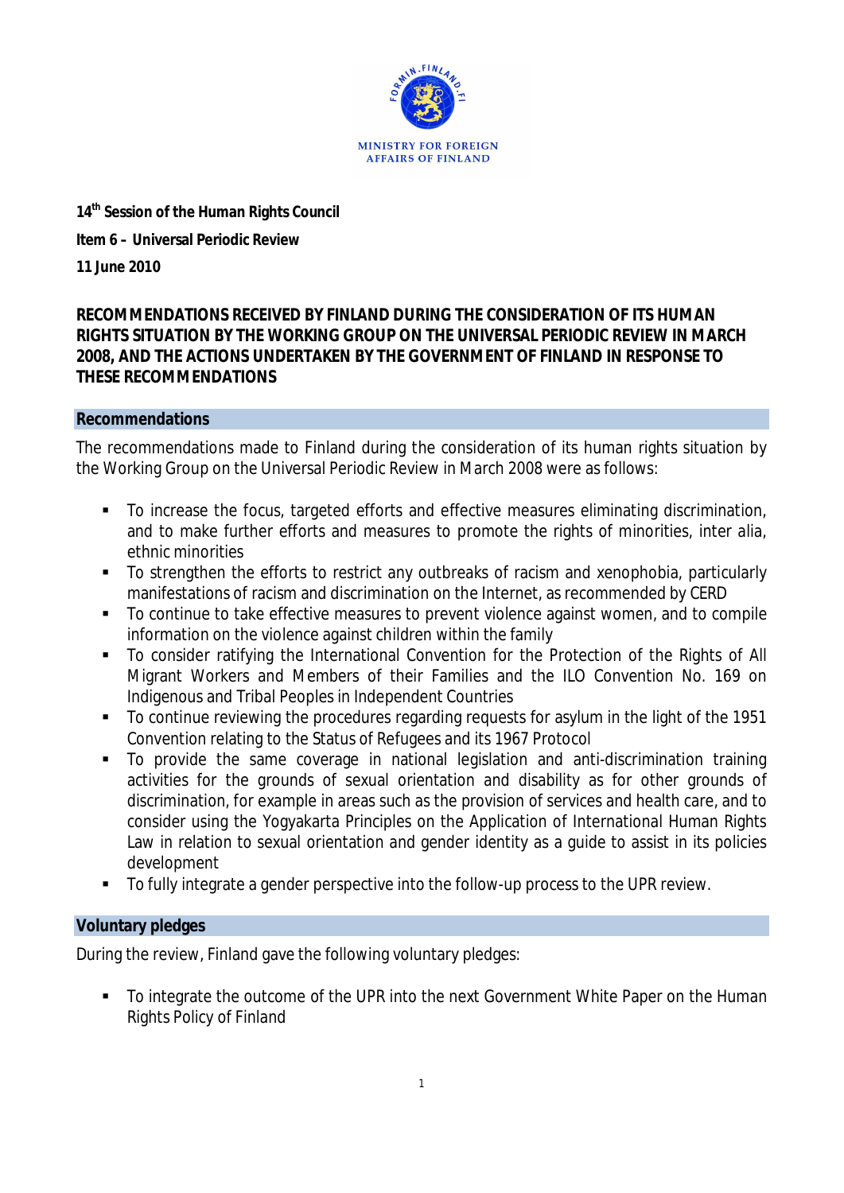MINISTRY FOR FOREIGN AFFAIRS OF FINLAND

**14th Session of the Human Rights Council**

**Item 6 – Universal Periodic Review**

**11 June 2010**

**RECOMMENDATIONS RECEIVED BY FINLAND DURING THE CONSIDERATION OF ITS HUMAN RIGHTS SITUATION BY THE WORKING GROUP ON THE UNIVERSAL PERIODIC REVIEW IN MARCH 2008, AND THE ACTIONS UNDERTAKEN BY THE GOVERNMENT OF FINLAND IN RESPONSE TO THESE RECOMMENDATIONS**

## Recommendations

The recommendations made to Finland during the consideration of its human rights situation by the Working Group on the Universal Periodic Review in March 2008 were as follows:

- To increase the focus, targeted efforts and effective measures eliminating discrimination, and to make further efforts and measures to promote the rights of minorities, inter alia, ethnic minorities
- To strengthen the efforts to restrict any outbreaks of racism and xenophobia, particularly manifestations of racism and discrimination on the Internet, as recommended by CERD
- To continue to take effective measures to prevent violence against women, and to compile information on the violence against children within the family
- To consider ratifying the International Convention for the Protection of the Rights of All Migrant Workers and Members of their Families and the ILO Convention No. 169 on Indigenous and Tribal Peoples in Independent Countries
- To continue reviewing the procedures regarding requests for asylum in the light of the 1951 Convention relating to the Status of Refugees and its 1967 Protocol
- To provide the same coverage in national legislation and anti-discrimination training activities for the grounds of sexual orientation and disability as for other grounds of discrimination, for example in areas such as the provision of services and health care, and to consider using the Yogyakarta Principles on the Application of International Human Rights Law in relation to sexual orientation and gender identity as a guide to assist in its policies development
- To fully integrate a gender perspective into the follow-up process to the UPR review.

## Voluntary pledges

During the review, Finland gave the following voluntary pledges:

- To integrate the outcome of the UPR into the next Government White Paper on the Human Rights Policy of Finland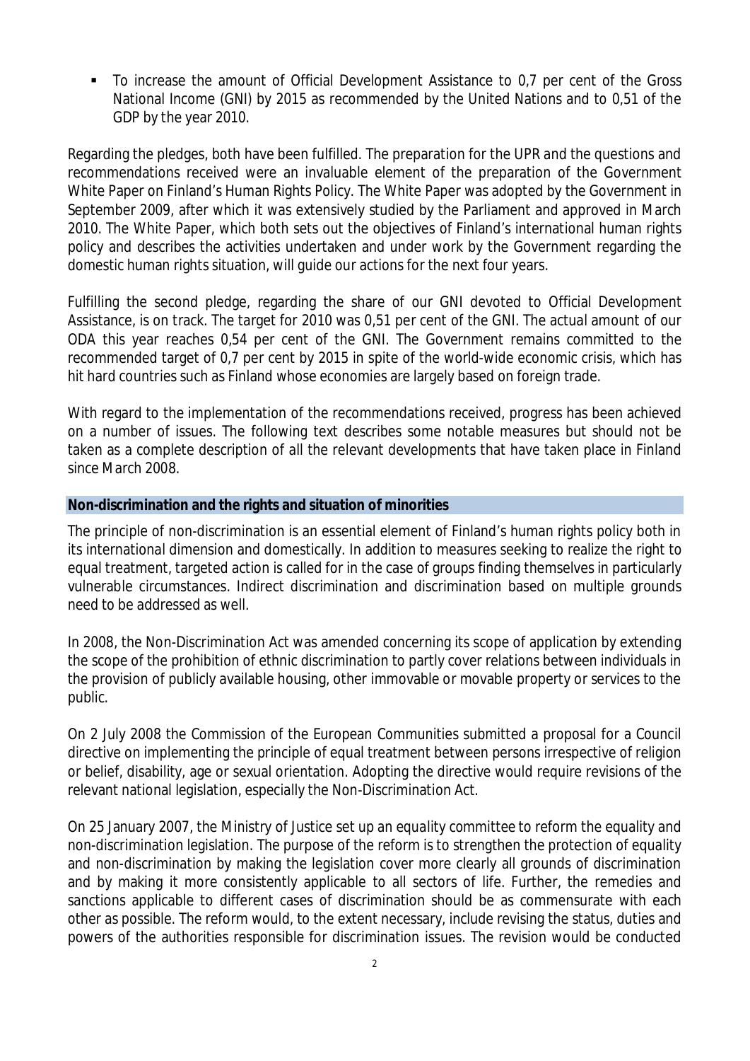- To increase the amount of Official Development Assistance to 0,7 per cent of the Gross National Income (GNI) by 2015 as recommended by the United Nations and to 0,51 of the GDP by the year 2010.

Regarding the pledges, both have been fulfilled. The preparation for the UPR and the questions and recommendations received were an invaluable element of the preparation of the Government White Paper on Finland's Human Rights Policy. The White Paper was adopted by the Government in September 2009, after which it was extensively studied by the Parliament and approved in March 2010. The White Paper, which both sets out the objectives of Finland's international human rights policy and describes the activities undertaken and under work by the Government regarding the domestic human rights situation, will guide our actions for the next four years.

Fulfilling the second pledge, regarding the share of our GNI devoted to Official Development Assistance, is on track. The target for 2010 was 0,51 per cent of the GNI. The actual amount of our ODA this year reaches 0,54 per cent of the GNI. The Government remains committed to the recommended target of 0,7 per cent by 2015 in spite of the world-wide economic crisis, which has hit hard countries such as Finland whose economies are largely based on foreign trade.

With regard to the implementation of the recommendations received, progress has been achieved on a number of issues. The following text describes some notable measures but should not be taken as a complete description of all the relevant developments that have taken place in Finland since March 2008.

## Non-discrimination and the rights and situation of minorities

The principle of non-discrimination is an essential element of Finland's human rights policy both in its international dimension and domestically. In addition to measures seeking to realize the right to equal treatment, targeted action is called for in the case of groups finding themselves in particularly vulnerable circumstances. Indirect discrimination and discrimination based on multiple grounds need to be addressed as well.

In 2008, the Non-Discrimination Act was amended concerning its scope of application by extending the scope of the prohibition of ethnic discrimination to partly cover relations between individuals in the provision of publicly available housing, other immovable or movable property or services to the public.

On 2 July 2008 the Commission of the European Communities submitted a proposal for a Council directive on implementing the principle of equal treatment between persons irrespective of religion or belief, disability, age or sexual orientation. Adopting the directive would require revisions of the relevant national legislation, especially the Non-Discrimination Act.

On 25 January 2007, the Ministry of Justice set up an equality committee to reform the equality and non-discrimination legislation. The purpose of the reform is to strengthen the protection of equality and non-discrimination by making the legislation cover more clearly all grounds of discrimination and by making it more consistently applicable to all sectors of life. Further, the remedies and sanctions applicable to different cases of discrimination should be as commensurate with each other as possible. The reform would, to the extent necessary, include revising the status, duties and powers of the authorities responsible for discrimination issues. The revision would be conducted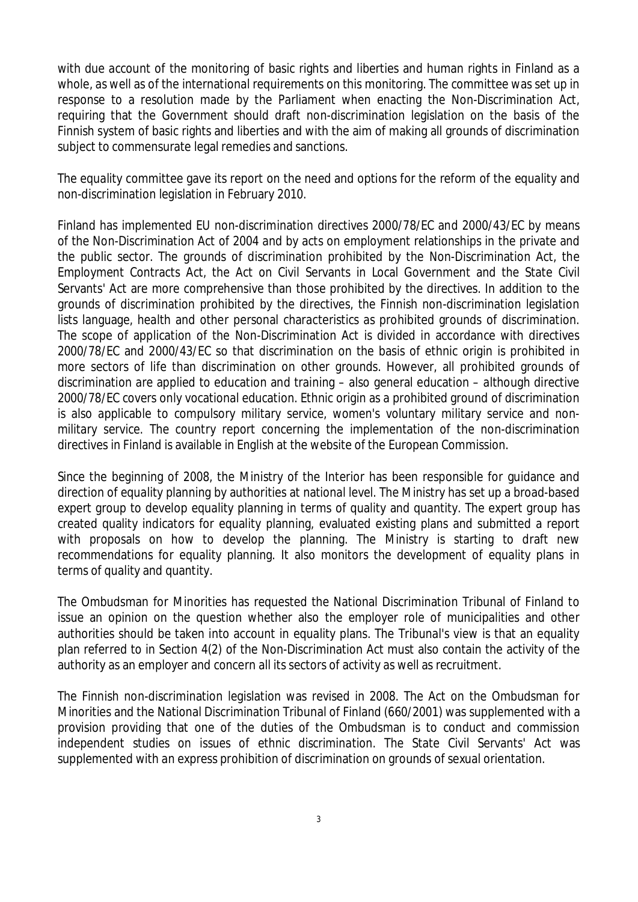with due account of the monitoring of basic rights and liberties and human rights in Finland as a whole, as well as of the international requirements on this monitoring. The committee was set up in response to a resolution made by the Parliament when enacting the Non-Discrimination Act, requiring that the Government should draft non-discrimination legislation on the basis of the Finnish system of basic rights and liberties and with the aim of making all grounds of discrimination subject to commensurate legal remedies and sanctions.

The equality committee gave its report on the need and options for the reform of the equality and non-discrimination legislation in February 2010.

Finland has implemented EU non-discrimination directives 2000/78/EC and 2000/43/EC by means of the Non-Discrimination Act of 2004 and by acts on employment relationships in the private and the public sector. The grounds of discrimination prohibited by the Non-Discrimination Act, the Employment Contracts Act, the Act on Civil Servants in Local Government and the State Civil Servants' Act are more comprehensive than those prohibited by the directives. In addition to the grounds of discrimination prohibited by the directives, the Finnish non-discrimination legislation lists language, health and other personal characteristics as prohibited grounds of discrimination. The scope of application of the Non-Discrimination Act is divided in accordance with directives 2000/78/EC and 2000/43/EC so that discrimination on the basis of ethnic origin is prohibited in more sectors of life than discrimination on other grounds. However, all prohibited grounds of discrimination are applied to education and training – also general education – although directive 2000/78/EC covers only vocational education. Ethnic origin as a prohibited ground of discrimination is also applicable to compulsory military service, women's voluntary military service and non-military service. The country report concerning the implementation of the non-discrimination directives in Finland is available in English at the website of the European Commission.

Since the beginning of 2008, the Ministry of the Interior has been responsible for guidance and direction of equality planning by authorities at national level. The Ministry has set up a broad-based expert group to develop equality planning in terms of quality and quantity. The expert group has created quality indicators for equality planning, evaluated existing plans and submitted a report with proposals on how to develop the planning. The Ministry is starting to draft new recommendations for equality planning. It also monitors the development of equality plans in terms of quality and quantity.

The Ombudsman for Minorities has requested the National Discrimination Tribunal of Finland to issue an opinion on the question whether also the employer role of municipalities and other authorities should be taken into account in equality plans. The Tribunal's view is that an equality plan referred to in Section 4(2) of the Non-Discrimination Act must also contain the activity of the authority as an employer and concern all its sectors of activity as well as recruitment.

The Finnish non-discrimination legislation was revised in 2008. The Act on the Ombudsman for Minorities and the National Discrimination Tribunal of Finland (660/2001) was supplemented with a provision providing that one of the duties of the Ombudsman is to conduct and commission independent studies on issues of ethnic discrimination. The State Civil Servants' Act was supplemented with an express prohibition of discrimination on grounds of sexual orientation.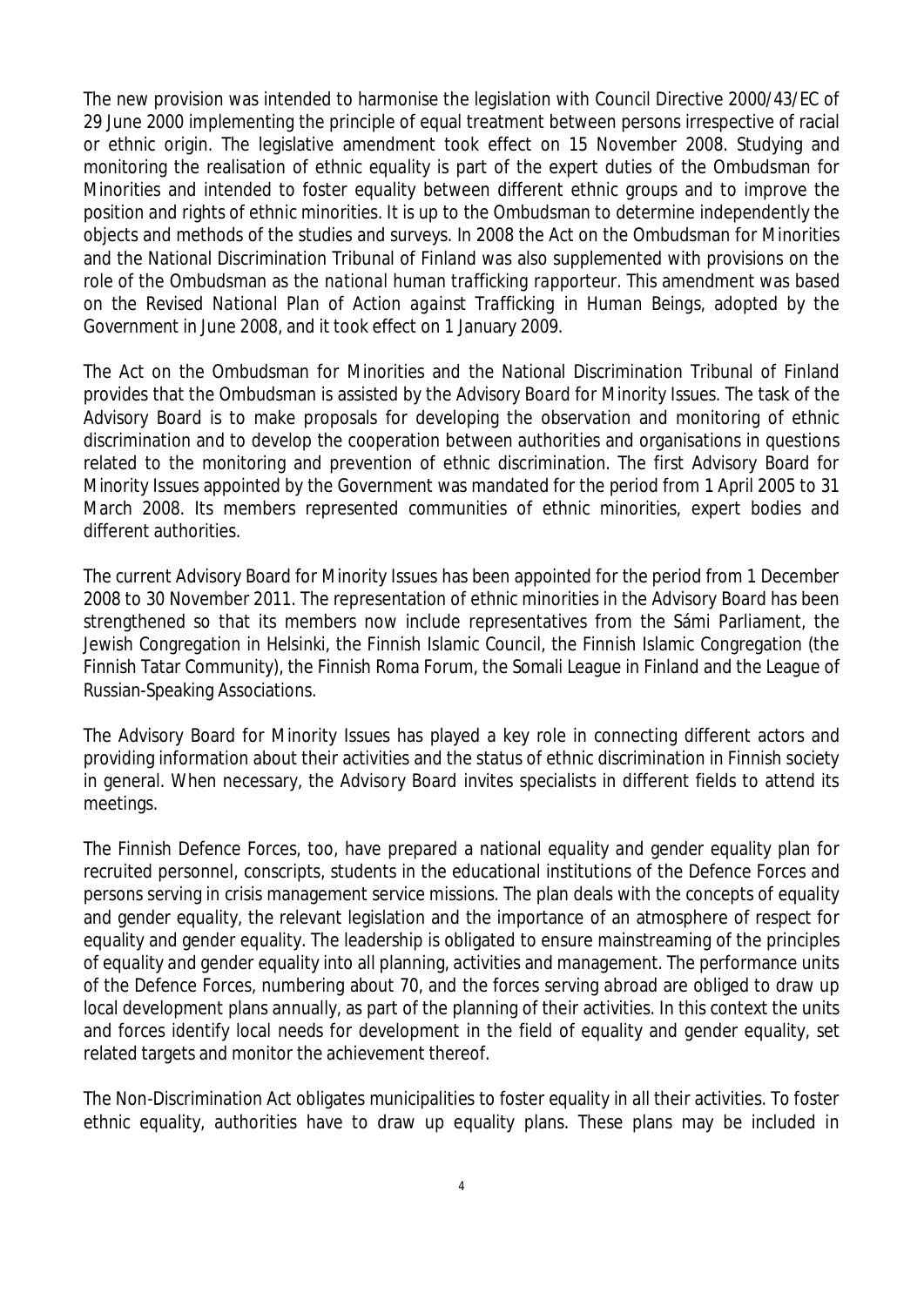The new provision was intended to harmonise the legislation with Council Directive 2000/43/EC of 29 June 2000 implementing the principle of equal treatment between persons irrespective of racial or ethnic origin. The legislative amendment took effect on 15 November 2008. Studying and monitoring the realisation of ethnic equality is part of the expert duties of the Ombudsman for Minorities and intended to foster equality between different ethnic groups and to improve the position and rights of ethnic minorities. It is up to the Ombudsman to determine independently the objects and methods of the studies and surveys. In 2008 the Act on the Ombudsman for Minorities and the National Discrimination Tribunal of Finland was also supplemented with provisions on the role of the Ombudsman as the *national human trafficking rapporteur*. This amendment was based on the Revised *National Plan of Action against Trafficking in Human Beings*, adopted by the Government in June 2008, and it took effect on 1 January 2009.

The Act on the Ombudsman for Minorities and the National Discrimination Tribunal of Finland provides that the Ombudsman is assisted by the Advisory Board for Minority Issues. The task of the Advisory Board is to make proposals for developing the observation and monitoring of ethnic discrimination and to develop the cooperation between authorities and organisations in questions related to the monitoring and prevention of ethnic discrimination. The first Advisory Board for Minority Issues appointed by the Government was mandated for the period from 1 April 2005 to 31 March 2008. Its members represented communities of ethnic minorities, expert bodies and different authorities.

The current Advisory Board for Minority Issues has been appointed for the period from 1 December 2008 to 30 November 2011. The representation of ethnic minorities in the Advisory Board has been strengthened so that its members now include representatives from the Sámi Parliament, the Jewish Congregation in Helsinki, the Finnish Islamic Council, the Finnish Islamic Congregation (the Finnish Tatar Community), the Finnish Roma Forum, the Somali League in Finland and the League of Russian-Speaking Associations.

The Advisory Board for Minority Issues has played a key role in connecting different actors and providing information about their activities and the status of ethnic discrimination in Finnish society in general. When necessary, the Advisory Board invites specialists in different fields to attend its meetings.

The Finnish Defence Forces, too, have prepared a national equality and gender equality plan for recruited personnel, conscripts, students in the educational institutions of the Defence Forces and persons serving in crisis management service missions. The plan deals with the concepts of equality and gender equality, the relevant legislation and the importance of an atmosphere of respect for equality and gender equality. The leadership is obligated to ensure mainstreaming of the principles of equality and gender equality into all planning, activities and management. The performance units of the Defence Forces, numbering about 70, and the forces serving abroad are obliged to draw up local development plans annually, as part of the planning of their activities. In this context the units and forces identify local needs for development in the field of equality and gender equality, set related targets and monitor the achievement thereof.

The Non-Discrimination Act obligates municipalities to foster equality in all their activities. To foster ethnic equality, authorities have to draw up equality plans. These plans may be included in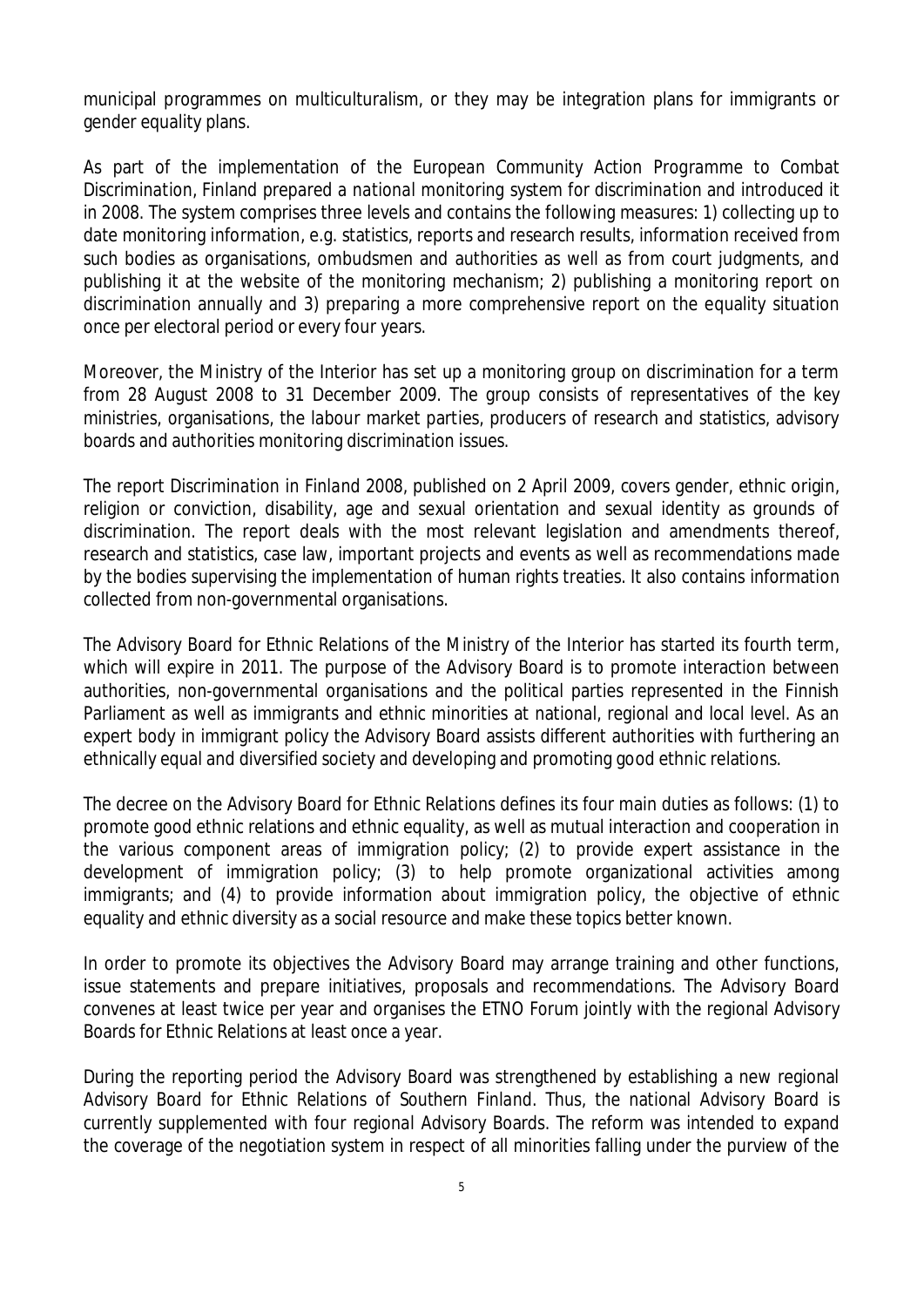municipal programmes on multiculturalism, or they may be integration plans for immigrants or gender equality plans.

As part of the implementation of the European Community Action Programme to Combat Discrimination, Finland prepared a *national monitoring system for discrimination* and introduced it in 2008. The system comprises three levels and contains the following measures: 1) collecting up to date monitoring information, e.g. statistics, reports and research results, information received from such bodies as organisations, ombudsmen and authorities as well as from court judgments, and publishing it at the website of the monitoring mechanism; 2) publishing a monitoring report on discrimination annually and 3) preparing a more comprehensive report on the equality situation once per electoral period or every four years.

Moreover, the Ministry of the Interior has set up a monitoring group on discrimination for a term from 28 August 2008 to 31 December 2009. The group consists of representatives of the key ministries, organisations, the labour market parties, producers of research and statistics, advisory boards and authorities monitoring discrimination issues.

The report *Discrimination in Finland 2008*, published on 2 April 2009, covers gender, ethnic origin, religion or conviction, disability, age and sexual orientation and sexual identity as grounds of discrimination. The report deals with the most relevant legislation and amendments thereof, research and statistics, case law, important projects and events as well as recommendations made by the bodies supervising the implementation of human rights treaties. It also contains information collected from non-governmental organisations.

The Advisory Board for Ethnic Relations of the Ministry of the Interior has started its fourth term, which will expire in 2011. The purpose of the Advisory Board is to promote interaction between authorities, non-governmental organisations and the political parties represented in the Finnish Parliament as well as immigrants and ethnic minorities at national, regional and local level. As an expert body in immigrant policy the Advisory Board assists different authorities with furthering an ethnically equal and diversified society and developing and promoting good ethnic relations.

The decree on the Advisory Board for Ethnic Relations defines its four main duties as follows: (1) to promote good ethnic relations and ethnic equality, as well as mutual interaction and cooperation in the various component areas of immigration policy; (2) to provide expert assistance in the development of immigration policy; (3) to help promote organizational activities among immigrants; and (4) to provide information about immigration policy, the objective of ethnic equality and ethnic diversity as a social resource and make these topics better known.

In order to promote its objectives the Advisory Board may arrange training and other functions, issue statements and prepare initiatives, proposals and recommendations. The Advisory Board convenes at least twice per year and organises the ETNO Forum jointly with the regional Advisory Boards for Ethnic Relations at least once a year.

During the reporting period the Advisory Board was strengthened by establishing a new regional Advisory Board for Ethnic Relations of Southern Finland. Thus, the national Advisory Board is currently supplemented with four regional Advisory Boards. The reform was intended to expand the coverage of the negotiation system in respect of all minorities falling under the purview of the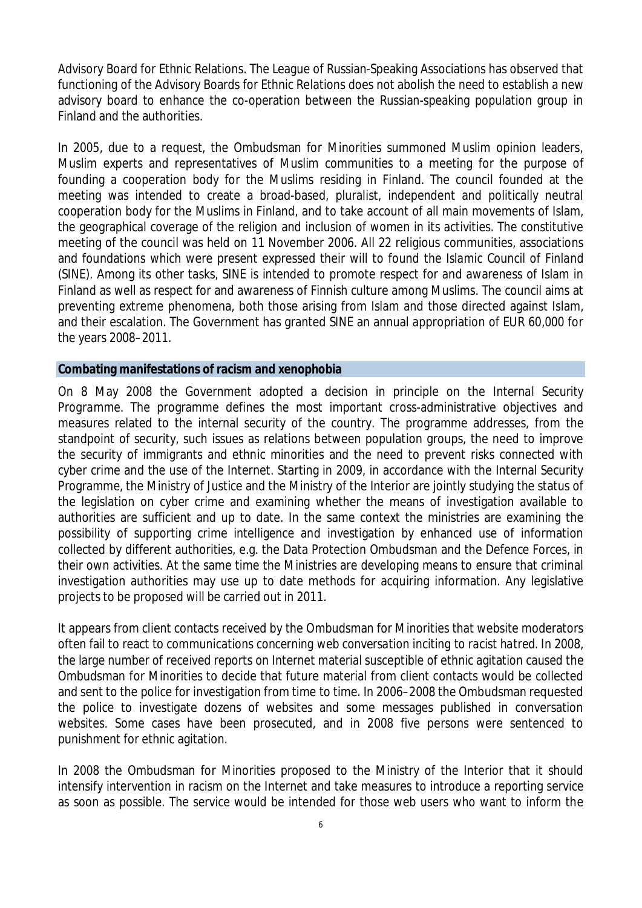Advisory Board for Ethnic Relations. The League of Russian-Speaking Associations has observed that functioning of the Advisory Boards for Ethnic Relations does not abolish the need to establish a new advisory board to enhance the co-operation between the Russian-speaking population group in Finland and the authorities.

In 2005, due to a request, the Ombudsman for Minorities summoned Muslim opinion leaders, Muslim experts and representatives of Muslim communities to a meeting for the purpose of founding a cooperation body for the Muslims residing in Finland. The council founded at the meeting was intended to create a broad-based, pluralist, independent and politically neutral cooperation body for the Muslims in Finland, and to take account of all main movements of Islam, the geographical coverage of the religion and inclusion of women in its activities. The constitutive meeting of the council was held on 11 November 2006. All 22 religious communities, associations and foundations which were present expressed their will to found the Islamic Council of Finland (SINE). Among its other tasks, SINE is intended to promote respect for and awareness of Islam in Finland as well as respect for and awareness of Finnish culture among Muslims. The council aims at preventing extreme phenomena, both those arising from Islam and those directed against Islam, and their escalation. The Government has granted SINE an annual appropriation of EUR 60,000 for the years 2008–2011.

## Combating manifestations of racism and xenophobia

On 8 May 2008 the Government adopted a decision in principle on the Internal Security Programme. The programme defines the most important cross-administrative objectives and measures related to the internal security of the country. The programme addresses, from the standpoint of security, such issues as relations between population groups, the need to improve the security of immigrants and ethnic minorities and the need to prevent risks connected with cyber crime and the use of the Internet. Starting in 2009, in accordance with the Internal Security Programme, the Ministry of Justice and the Ministry of the Interior are jointly studying the status of the legislation on cyber crime and examining whether the means of investigation available to authorities are sufficient and up to date. In the same context the ministries are examining the possibility of supporting crime intelligence and investigation by enhanced use of information collected by different authorities, e.g. the Data Protection Ombudsman and the Defence Forces, in their own activities. At the same time the Ministries are developing means to ensure that criminal investigation authorities may use up to date methods for acquiring information. Any legislative projects to be proposed will be carried out in 2011.

It appears from client contacts received by the Ombudsman for Minorities that website moderators often fail to react to communications concerning web conversation inciting to racist hatred. In 2008, the large number of received reports on Internet material susceptible of ethnic agitation caused the Ombudsman for Minorities to decide that future material from client contacts would be collected and sent to the police for investigation from time to time. In 2006–2008 the Ombudsman requested the police to investigate dozens of websites and some messages published in conversation websites. Some cases have been prosecuted, and in 2008 five persons were sentenced to punishment for ethnic agitation.

In 2008 the Ombudsman for Minorities proposed to the Ministry of the Interior that it should intensify intervention in racism on the Internet and take measures to introduce a reporting service as soon as possible. The service would be intended for those web users who want to inform the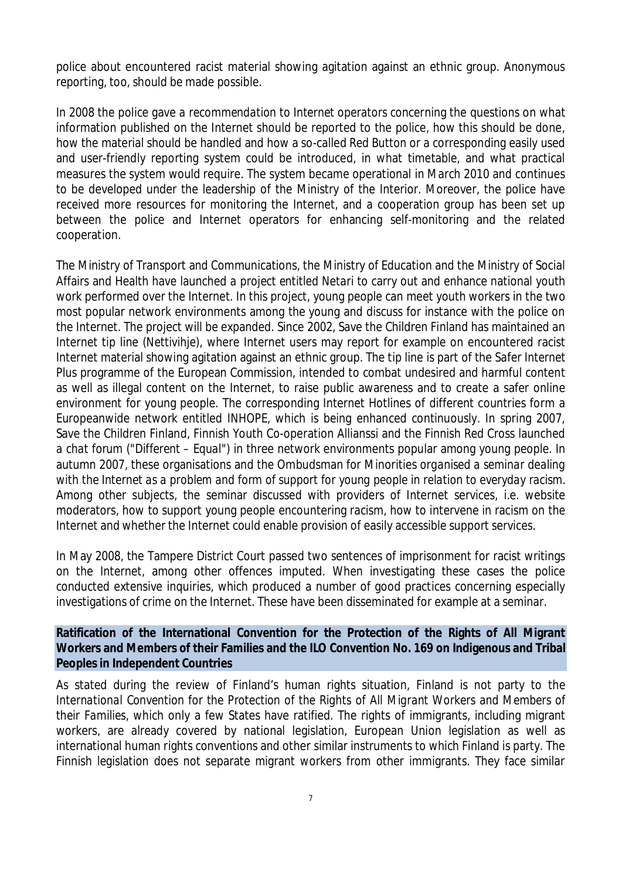police about encountered racist material showing agitation against an ethnic group. Anonymous reporting, too, should be made possible.

In 2008 the police gave a recommendation to Internet operators concerning the questions on what information published on the Internet should be reported to the police, how this should be done, how the material should be handled and how a so-called Red Button or a corresponding easily used and user-friendly reporting system could be introduced, in what timetable, and what practical measures the system would require. The system became operational in March 2010 and continues to be developed under the leadership of the Ministry of the Interior. Moreover, the police have received more resources for monitoring the Internet, and a cooperation group has been set up between the police and Internet operators for enhancing self-monitoring and the related cooperation.

The Ministry of Transport and Communications, the Ministry of Education and the Ministry of Social Affairs and Health have launched a project entitled *Netari* to carry out and enhance national youth work performed over the Internet. In this project, young people can meet youth workers in the two most popular network environments among the young and discuss for instance with the police on the Internet. The project will be expanded. Since 2002, Save the Children Finland has maintained an Internet tip line (Nettivihje), where Internet users may report for example on encountered racist Internet material showing agitation against an ethnic group. The tip line is part of the Safer Internet Plus programme of the European Commission, intended to combat undesired and harmful content as well as illegal content on the Internet, to raise public awareness and to create a safer online environment for young people. The corresponding Internet Hotlines of different countries form a Europeanwide network entitled INHOPE, which is being enhanced continuously. In spring 2007, Save the Children Finland, Finnish Youth Co-operation Allianssi and the Finnish Red Cross launched a chat forum ("Different – Equal") in three network environments popular among young people. In autumn 2007, these organisations and the Ombudsman for Minorities organised a seminar dealing with *the Internet as a problem and form of support for young people in relation to everyday racism*. Among other subjects, the seminar discussed with providers of Internet services, i.e. website moderators, how to support young people encountering racism, how to intervene in racism on the Internet and whether the Internet could enable provision of easily accessible support services.

In May 2008, the Tampere District Court passed two sentences of imprisonment for racist writings on the Internet, among other offences imputed. When investigating these cases the police conducted extensive inquiries, which produced a number of good practices concerning especially investigations of crime on the Internet. These have been disseminated for example at a seminar.

**Ratification of the International Convention for the Protection of the Rights of All Migrant Workers and Members of their Families and the ILO Convention No. 169 on Indigenous and Tribal Peoples in Independent Countries**

As stated during the review of Finland's human rights situation, Finland is not party to the *International Convention for the Protection of the Rights of All Migrant Workers and Members of their Families*, which only a few States have ratified. The rights of immigrants, including migrant workers, are already covered by national legislation, European Union legislation as well as international human rights conventions and other similar instruments to which Finland is party. The Finnish legislation does not separate migrant workers from other immigrants. They face similar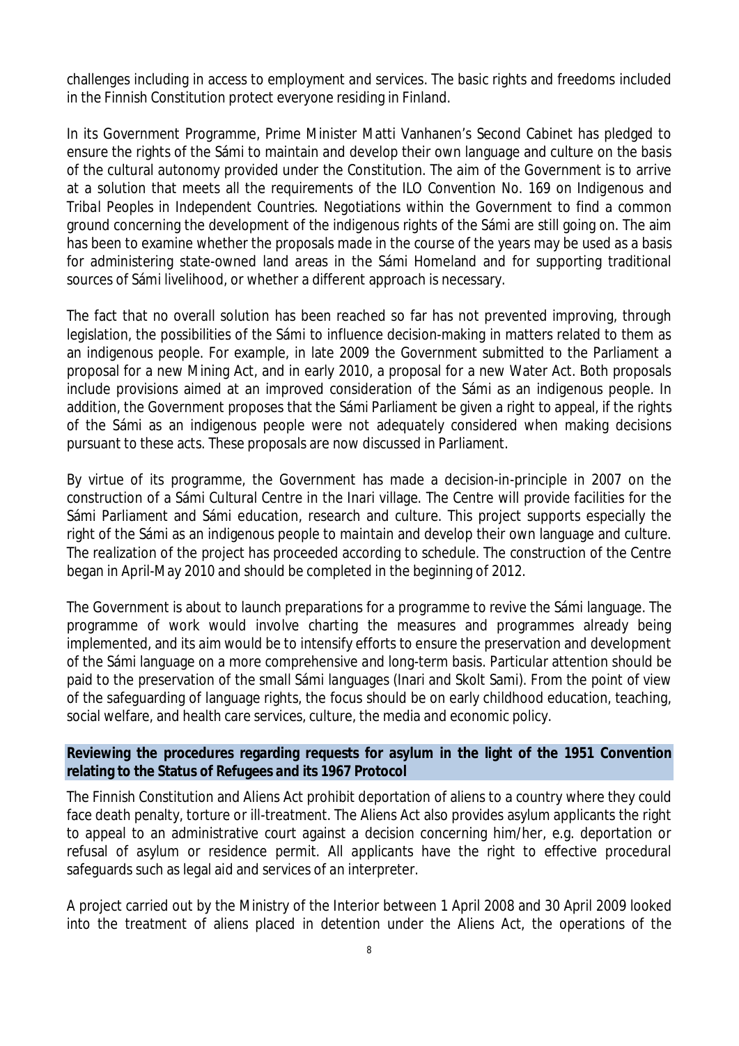challenges including in access to employment and services. The basic rights and freedoms included in the Finnish Constitution protect everyone residing in Finland.

In its Government Programme, Prime Minister Matti Vanhanen's Second Cabinet has pledged to ensure the rights of the Sámi to maintain and develop their own language and culture on the basis of the cultural autonomy provided under the Constitution. The aim of the Government is to arrive at a solution that meets all the requirements of the ILO Convention No. 169 on Indigenous and Tribal Peoples in Independent Countries. Negotiations within the Government to find a common ground concerning the development of the indigenous rights of the Sámi are still going on. The aim has been to examine whether the proposals made in the course of the years may be used as a basis for administering state-owned land areas in the Sámi Homeland and for supporting traditional sources of Sámi livelihood, or whether a different approach is necessary.

The fact that no overall solution has been reached so far has not prevented improving, through legislation, the possibilities of the Sámi to influence decision-making in matters related to them as an indigenous people. For example, in late 2009 the Government submitted to the Parliament a proposal for a new Mining Act, and in early 2010, a proposal for a new Water Act. Both proposals include provisions aimed at an improved consideration of the Sámi as an indigenous people. In addition, the Government proposes that the Sámi Parliament be given a right to appeal, if the rights of the Sámi as an indigenous people were not adequately considered when making decisions pursuant to these acts. These proposals are now discussed in Parliament.

By virtue of its programme, the Government has made a decision-in-principle in 2007 on the construction of a Sámi Cultural Centre in the Inari village. The Centre will provide facilities for the Sámi Parliament and Sámi education, research and culture. This project supports especially the right of the Sámi as an indigenous people to maintain and develop their own language and culture. The realization of the project has proceeded according to schedule. The construction of the Centre began in April-May 2010 and should be completed in the beginning of 2012.

The Government is about to launch preparations for a programme to revive the Sámi language. The programme of work would involve charting the measures and programmes already being implemented, and its aim would be to intensify efforts to ensure the preservation and development of the Sámi language on a more comprehensive and long-term basis. Particular attention should be paid to the preservation of the small Sámi languages (Inari and Skolt Sami). From the point of view of the safeguarding of language rights, the focus should be on early childhood education, teaching, social welfare, and health care services, culture, the media and economic policy.

**Reviewing the procedures regarding requests for asylum in the light of the 1951 Convention relating to the Status of Refugees and its 1967 Protocol**

The Finnish Constitution and Aliens Act prohibit deportation of aliens to a country where they could face death penalty, torture or ill-treatment. The Aliens Act also provides asylum applicants the right to appeal to an administrative court against a decision concerning him/her, e.g. deportation or refusal of asylum or residence permit. All applicants have the right to effective procedural safeguards such as legal aid and services of an interpreter.

A project carried out by the Ministry of the Interior between 1 April 2008 and 30 April 2009 looked into the treatment of aliens placed in detention under the Aliens Act, the operations of the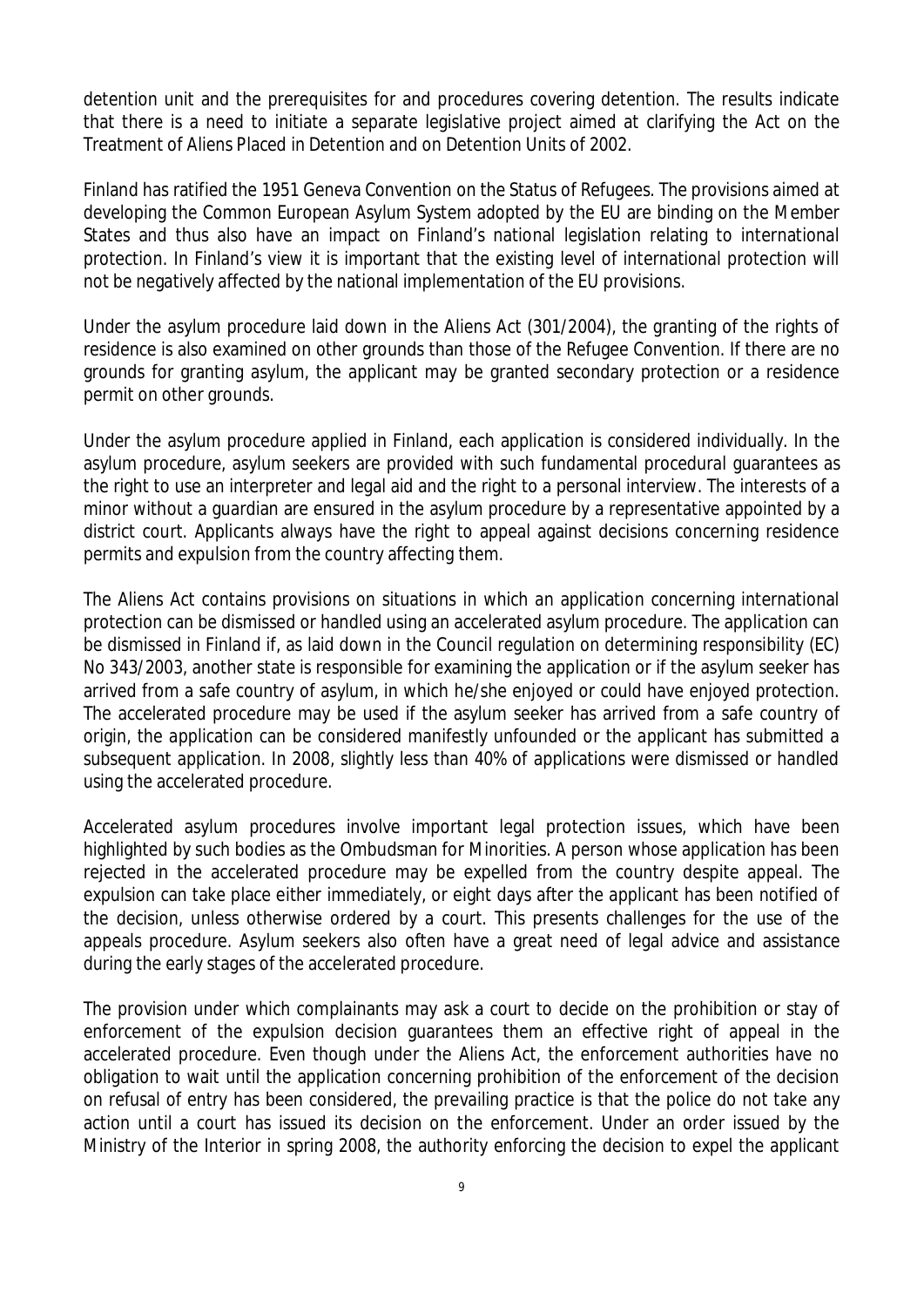detention unit and the prerequisites for and procedures covering detention. The results indicate that there is a need to initiate a separate legislative project aimed at clarifying the Act on the Treatment of Aliens Placed in Detention and on Detention Units of 2002.

Finland has ratified the 1951 Geneva Convention on the Status of Refugees. The provisions aimed at developing the Common European Asylum System adopted by the EU are binding on the Member States and thus also have an impact on Finland's national legislation relating to international protection. In Finland's view it is important that the existing level of international protection will not be negatively affected by the national implementation of the EU provisions.

Under the asylum procedure laid down in the Aliens Act (301/2004), the granting of the rights of residence is also examined on other grounds than those of the Refugee Convention. If there are no grounds for granting asylum, the applicant may be granted secondary protection or a residence permit on other grounds.

Under the asylum procedure applied in Finland, each application is considered individually. In the asylum procedure, asylum seekers are provided with such fundamental procedural guarantees as the right to use an interpreter and legal aid and the right to a personal interview. The interests of a minor without a guardian are ensured in the asylum procedure by a representative appointed by a district court. Applicants always have the right to appeal against decisions concerning residence permits and expulsion from the country affecting them.

The Aliens Act contains provisions on situations in which an application concerning international protection can be dismissed or handled using an accelerated asylum procedure. The application can be dismissed in Finland if, as laid down in the Council regulation on determining responsibility (EC) No 343/2003, another state is responsible for examining the application or if the asylum seeker has arrived from a safe country of asylum, in which he/she enjoyed or could have enjoyed protection. The accelerated procedure may be used if the asylum seeker has arrived from a safe country of origin, the application can be considered manifestly unfounded or the applicant has submitted a subsequent application. In 2008, slightly less than 40% of applications were dismissed or handled using the accelerated procedure.

Accelerated asylum procedures involve important legal protection issues, which have been highlighted by such bodies as the Ombudsman for Minorities. A person whose application has been rejected in the accelerated procedure may be expelled from the country despite appeal. The expulsion can take place either immediately, or eight days after the applicant has been notified of the decision, unless otherwise ordered by a court. This presents challenges for the use of the appeals procedure. Asylum seekers also often have a great need of legal advice and assistance during the early stages of the accelerated procedure.

The provision under which complainants may ask a court to decide on the prohibition or stay of enforcement of the expulsion decision guarantees them an effective right of appeal in the accelerated procedure. Even though under the Aliens Act, the enforcement authorities have no obligation to wait until the application concerning prohibition of the enforcement of the decision on refusal of entry has been considered, the prevailing practice is that the police do not take any action until a court has issued its decision on the enforcement. Under an order issued by the Ministry of the Interior in spring 2008, the authority enforcing the decision to expel the applicant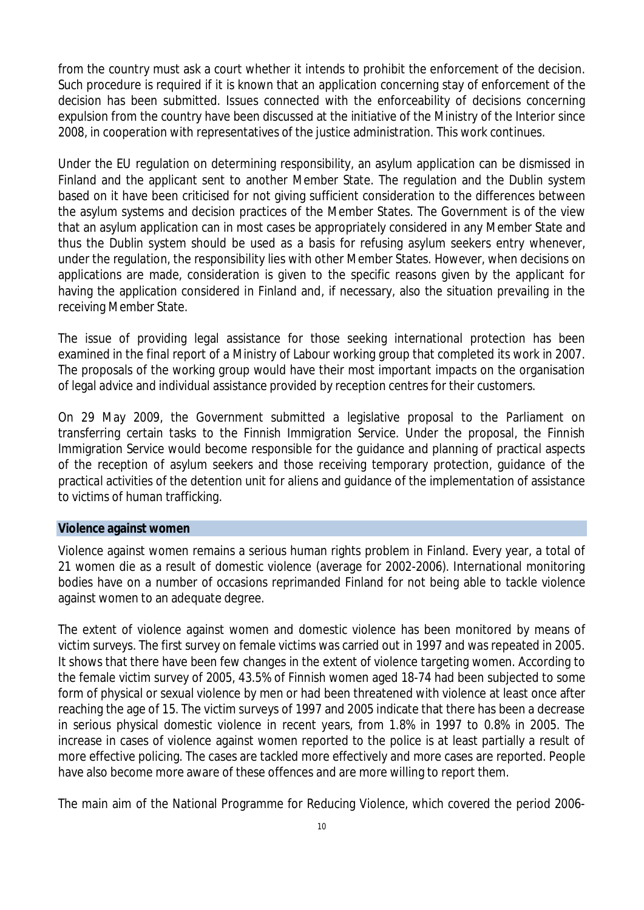from the country must ask a court whether it intends to prohibit the enforcement of the decision. Such procedure is required if it is known that an application concerning stay of enforcement of the decision has been submitted. Issues connected with the enforceability of decisions concerning expulsion from the country have been discussed at the initiative of the Ministry of the Interior since 2008, in cooperation with representatives of the justice administration. This work continues.

Under the EU regulation on determining responsibility, an asylum application can be dismissed in Finland and the applicant sent to another Member State. The regulation and the Dublin system based on it have been criticised for not giving sufficient consideration to the differences between the asylum systems and decision practices of the Member States. The Government is of the view that an asylum application can in most cases be appropriately considered in any Member State and thus the Dublin system should be used as a basis for refusing asylum seekers entry whenever, under the regulation, the responsibility lies with other Member States. However, when decisions on applications are made, consideration is given to the specific reasons given by the applicant for having the application considered in Finland and, if necessary, also the situation prevailing in the receiving Member State.

The issue of providing legal assistance for those seeking international protection has been examined in the final report of a Ministry of Labour working group that completed its work in 2007. The proposals of the working group would have their most important impacts on the organisation of legal advice and individual assistance provided by reception centres for their customers.

On 29 May 2009, the Government submitted a legislative proposal to the Parliament on transferring certain tasks to the Finnish Immigration Service. Under the proposal, the Finnish Immigration Service would become responsible for the guidance and planning of practical aspects of the reception of asylum seekers and those receiving temporary protection, guidance of the practical activities of the detention unit for aliens and guidance of the implementation of assistance to victims of human trafficking.

## Violence against women

Violence against women remains a serious human rights problem in Finland. Every year, a total of 21 women die as a result of domestic violence (average for 2002-2006). International monitoring bodies have on a number of occasions reprimanded Finland for not being able to tackle violence against women to an adequate degree.

The extent of violence against women and domestic violence has been monitored by means of victim surveys. The first survey on female victims was carried out in 1997 and was repeated in 2005. It shows that there have been few changes in the extent of violence targeting women. According to the female victim survey of 2005, 43.5% of Finnish women aged 18-74 had been subjected to some form of physical or sexual violence by men or had been threatened with violence at least once after reaching the age of 15. The victim surveys of 1997 and 2005 indicate that there has been a decrease in serious physical domestic violence in recent years, from 1.8% in 1997 to 0.8% in 2005. The increase in cases of violence against women reported to the police is at least partially a result of more effective policing. The cases are tackled more effectively and more cases are reported. People have also become more aware of these offences and are more willing to report them.

The main aim of the National Programme for Reducing Violence, which covered the period 2006-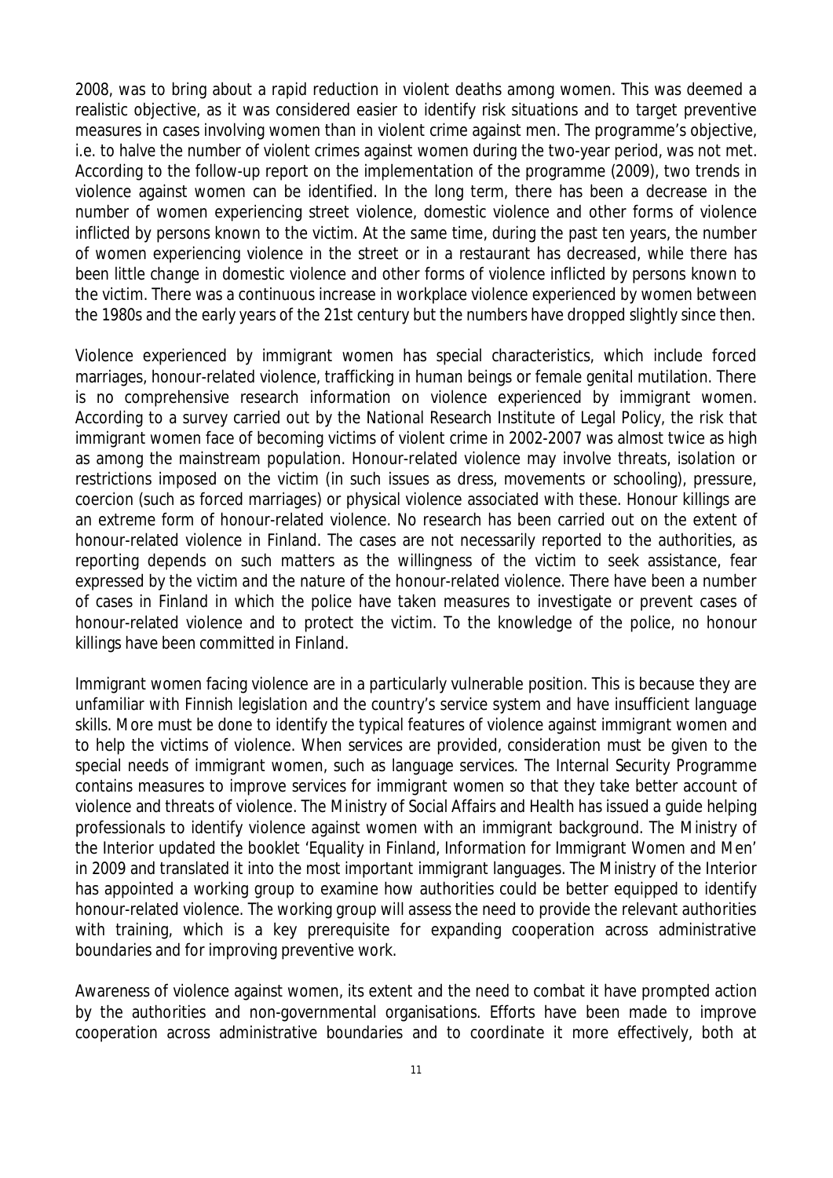2008, was to bring about a rapid reduction in violent deaths among women. This was deemed a realistic objective, as it was considered easier to identify risk situations and to target preventive measures in cases involving women than in violent crime against men. The programme's objective, i.e. to halve the number of violent crimes against women during the two-year period, was not met. According to the follow-up report on the implementation of the programme (2009), two trends in violence against women can be identified. In the long term, there has been a decrease in the number of women experiencing street violence, domestic violence and other forms of violence inflicted by persons known to the victim. At the same time, during the past ten years, the number of women experiencing violence in the street or in a restaurant has decreased, while there has been little change in domestic violence and other forms of violence inflicted by persons known to the victim. There was a continuous increase in workplace violence experienced by women between the 1980s and the early years of the 21st century but the numbers have dropped slightly since then.

Violence experienced by immigrant women has special characteristics, which include forced marriages, honour-related violence, trafficking in human beings or female genital mutilation. There is no comprehensive research information on violence experienced by immigrant women. According to a survey carried out by the National Research Institute of Legal Policy, the risk that immigrant women face of becoming victims of violent crime in 2002-2007 was almost twice as high as among the mainstream population. Honour-related violence may involve threats, isolation or restrictions imposed on the victim (in such issues as dress, movements or schooling), pressure, coercion (such as forced marriages) or physical violence associated with these. Honour killings are an extreme form of honour-related violence. No research has been carried out on the extent of honour-related violence in Finland. The cases are not necessarily reported to the authorities, as reporting depends on such matters as the willingness of the victim to seek assistance, fear expressed by the victim and the nature of the honour-related violence. There have been a number of cases in Finland in which the police have taken measures to investigate or prevent cases of honour-related violence and to protect the victim. To the knowledge of the police, no honour killings have been committed in Finland.

Immigrant women facing violence are in a particularly vulnerable position. This is because they are unfamiliar with Finnish legislation and the country's service system and have insufficient language skills. More must be done to identify the typical features of violence against immigrant women and to help the victims of violence. When services are provided, consideration must be given to the special needs of immigrant women, such as language services. The Internal Security Programme contains measures to improve services for immigrant women so that they take better account of violence and threats of violence. The Ministry of Social Affairs and Health has issued a guide helping professionals to identify violence against women with an immigrant background. The Ministry of the Interior updated the booklet 'Equality in Finland, Information for Immigrant Women and Men' in 2009 and translated it into the most important immigrant languages. The Ministry of the Interior has appointed a working group to examine how authorities could be better equipped to identify honour-related violence. The working group will assess the need to provide the relevant authorities with training, which is a key prerequisite for expanding cooperation across administrative boundaries and for improving preventive work.

Awareness of violence against women, its extent and the need to combat it have prompted action by the authorities and non-governmental organisations. Efforts have been made to improve cooperation across administrative boundaries and to coordinate it more effectively, both at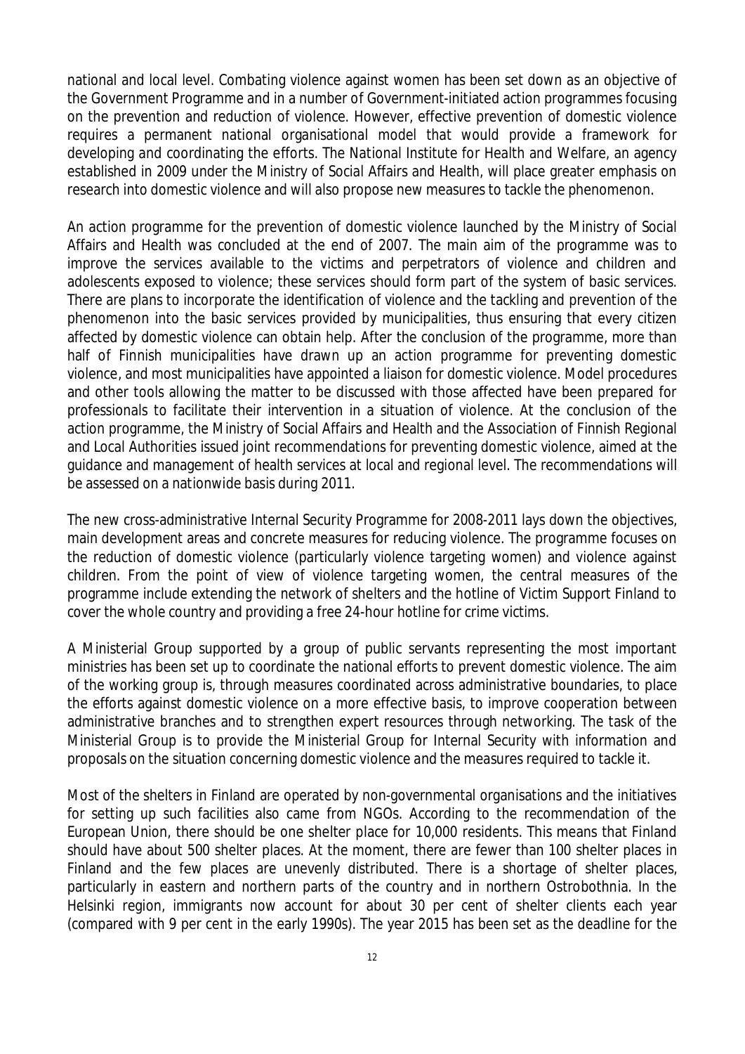national and local level. Combating violence against women has been set down as an objective of the Government Programme and in a number of Government-initiated action programmes focusing on the prevention and reduction of violence. However, effective prevention of domestic violence requires a permanent national organisational model that would provide a framework for developing and coordinating the efforts. The National Institute for Health and Welfare, an agency established in 2009 under the Ministry of Social Affairs and Health, will place greater emphasis on research into domestic violence and will also propose new measures to tackle the phenomenon.

An action programme for the prevention of domestic violence launched by the Ministry of Social Affairs and Health was concluded at the end of 2007. The main aim of the programme was to improve the services available to the victims and perpetrators of violence and children and adolescents exposed to violence; these services should form part of the system of basic services. There are plans to incorporate the identification of violence and the tackling and prevention of the phenomenon into the basic services provided by municipalities, thus ensuring that every citizen affected by domestic violence can obtain help. After the conclusion of the programme, more than half of Finnish municipalities have drawn up an action programme for preventing domestic violence, and most municipalities have appointed a liaison for domestic violence. Model procedures and other tools allowing the matter to be discussed with those affected have been prepared for professionals to facilitate their intervention in a situation of violence. At the conclusion of the action programme, the Ministry of Social Affairs and Health and the Association of Finnish Regional and Local Authorities issued joint recommendations for preventing domestic violence, aimed at the guidance and management of health services at local and regional level. The recommendations will be assessed on a nationwide basis during 2011.

The new cross-administrative Internal Security Programme for 2008-2011 lays down the objectives, main development areas and concrete measures for reducing violence. The programme focuses on the reduction of domestic violence (particularly violence targeting women) and violence against children. From the point of view of violence targeting women, the central measures of the programme include extending the network of shelters and the hotline of Victim Support Finland to cover the whole country and providing a free 24-hour hotline for crime victims.

A Ministerial Group supported by a group of public servants representing the most important ministries has been set up to coordinate the national efforts to prevent domestic violence. The aim of the working group is, through measures coordinated across administrative boundaries, to place the efforts against domestic violence on a more effective basis, to improve cooperation between administrative branches and to strengthen expert resources through networking. The task of the Ministerial Group is to provide the Ministerial Group for Internal Security with information and proposals on the situation concerning domestic violence and the measures required to tackle it.

Most of the shelters in Finland are operated by non-governmental organisations and the initiatives for setting up such facilities also came from NGOs. According to the recommendation of the European Union, there should be one shelter place for 10,000 residents. This means that Finland should have about 500 shelter places. At the moment, there are fewer than 100 shelter places in Finland and the few places are unevenly distributed. There is a shortage of shelter places, particularly in eastern and northern parts of the country and in northern Ostrobothnia. In the Helsinki region, immigrants now account for about 30 per cent of shelter clients each year (compared with 9 per cent in the early 1990s). The year 2015 has been set as the deadline for the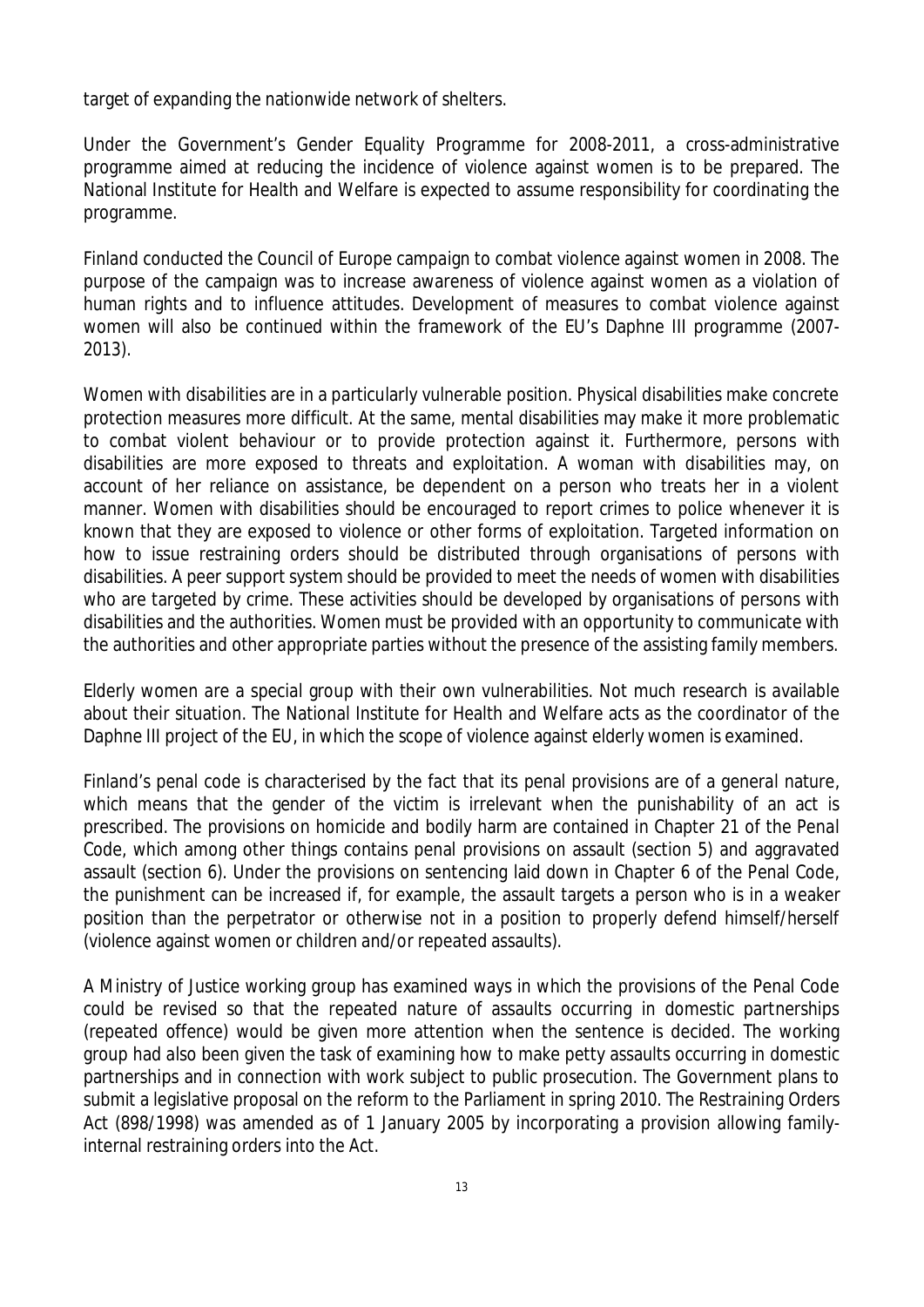target of expanding the nationwide network of shelters.

Under the Government's Gender Equality Programme for 2008-2011, a cross-administrative programme aimed at reducing the incidence of violence against women is to be prepared. The National Institute for Health and Welfare is expected to assume responsibility for coordinating the programme.

Finland conducted the Council of Europe campaign to combat violence against women in 2008. The purpose of the campaign was to increase awareness of violence against women as a violation of human rights and to influence attitudes. Development of measures to combat violence against women will also be continued within the framework of the EU's Daphne III programme (2007-2013).

Women with disabilities are in a particularly vulnerable position. Physical disabilities make concrete protection measures more difficult. At the same, mental disabilities may make it more problematic to combat violent behaviour or to provide protection against it. Furthermore, persons with disabilities are more exposed to threats and exploitation. A woman with disabilities may, on account of her reliance on assistance, be dependent on a person who treats her in a violent manner. Women with disabilities should be encouraged to report crimes to police whenever it is known that they are exposed to violence or other forms of exploitation. Targeted information on how to issue restraining orders should be distributed through organisations of persons with disabilities. A peer support system should be provided to meet the needs of women with disabilities who are targeted by crime. These activities should be developed by organisations of persons with disabilities and the authorities. Women must be provided with an opportunity to communicate with the authorities and other appropriate parties without the presence of the assisting family members.

Elderly women are a special group with their own vulnerabilities. Not much research is available about their situation. The National Institute for Health and Welfare acts as the coordinator of the Daphne III project of the EU, in which the scope of violence against elderly women is examined.

Finland's penal code is characterised by the fact that its penal provisions are of a general nature, which means that the gender of the victim is irrelevant when the punishability of an act is prescribed. The provisions on homicide and bodily harm are contained in Chapter 21 of the Penal Code, which among other things contains penal provisions on assault (section 5) and aggravated assault (section 6). Under the provisions on sentencing laid down in Chapter 6 of the Penal Code, the punishment can be increased if, for example, the assault targets a person who is in a weaker position than the perpetrator or otherwise not in a position to properly defend himself/herself (violence against women or children and/or repeated assaults).

A Ministry of Justice working group has examined ways in which the provisions of the Penal Code could be revised so that the repeated nature of assaults occurring in domestic partnerships (repeated offence) would be given more attention when the sentence is decided. The working group had also been given the task of examining how to make petty assaults occurring in domestic partnerships and in connection with work subject to public prosecution. The Government plans to submit a legislative proposal on the reform to the Parliament in spring 2010. The Restraining Orders Act (898/1998) was amended as of 1 January 2005 by incorporating a provision allowing family-internal restraining orders into the Act.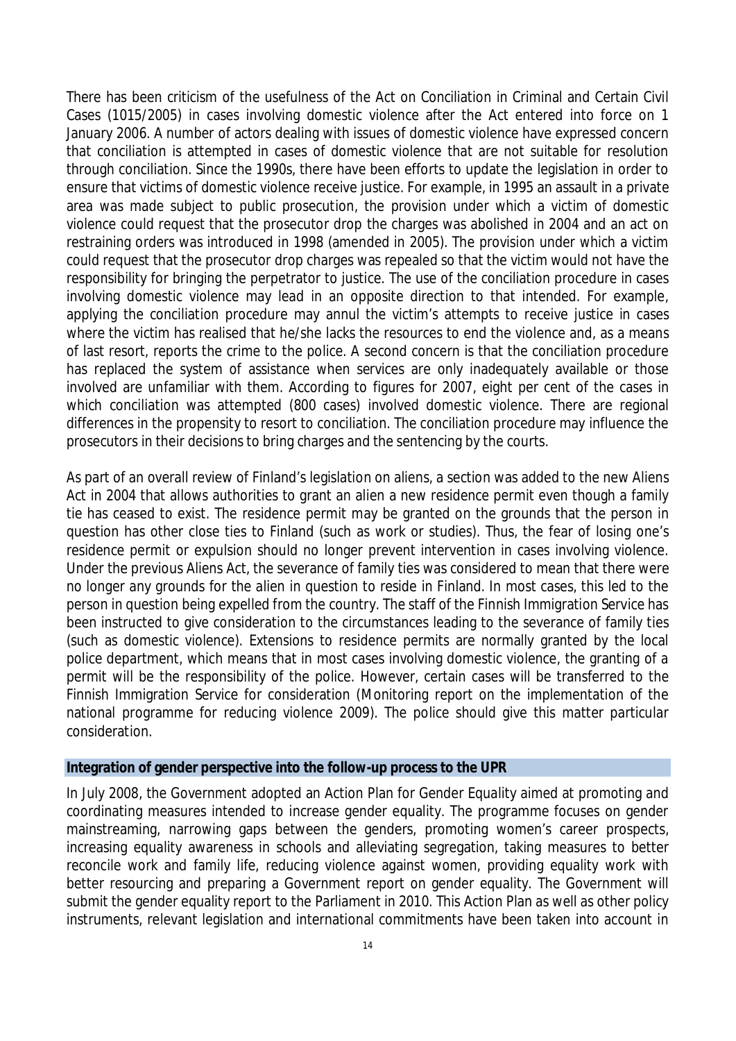There has been criticism of the usefulness of the Act on Conciliation in Criminal and Certain Civil Cases (1015/2005) in cases involving domestic violence after the Act entered into force on 1 January 2006. A number of actors dealing with issues of domestic violence have expressed concern that conciliation is attempted in cases of domestic violence that are not suitable for resolution through conciliation. Since the 1990s, there have been efforts to update the legislation in order to ensure that victims of domestic violence receive justice. For example, in 1995 an assault in a private area was made subject to public prosecution, the provision under which a victim of domestic violence could request that the prosecutor drop the charges was abolished in 2004 and an act on restraining orders was introduced in 1998 (amended in 2005). The provision under which a victim could request that the prosecutor drop charges was repealed so that the victim would not have the responsibility for bringing the perpetrator to justice. The use of the conciliation procedure in cases involving domestic violence may lead in an opposite direction to that intended. For example, applying the conciliation procedure may annul the victim's attempts to receive justice in cases where the victim has realised that he/she lacks the resources to end the violence and, as a means of last resort, reports the crime to the police. A second concern is that the conciliation procedure has replaced the system of assistance when services are only inadequately available or those involved are unfamiliar with them. According to figures for 2007, eight per cent of the cases in which conciliation was attempted (800 cases) involved domestic violence. There are regional differences in the propensity to resort to conciliation. The conciliation procedure may influence the prosecutors in their decisions to bring charges and the sentencing by the courts.

As part of an overall review of Finland's legislation on aliens, a section was added to the new Aliens Act in 2004 that allows authorities to grant an alien a new residence permit even though a family tie has ceased to exist. The residence permit may be granted on the grounds that the person in question has other close ties to Finland (such as work or studies). Thus, the fear of losing one's residence permit or expulsion should no longer prevent intervention in cases involving violence. Under the previous Aliens Act, the severance of family ties was considered to mean that there were no longer any grounds for the alien in question to reside in Finland. In most cases, this led to the person in question being expelled from the country. The staff of the Finnish Immigration Service has been instructed to give consideration to the circumstances leading to the severance of family ties (such as domestic violence). Extensions to residence permits are normally granted by the local police department, which means that in most cases involving domestic violence, the granting of a permit will be the responsibility of the police. However, certain cases will be transferred to the Finnish Immigration Service for consideration (Monitoring report on the implementation of the national programme for reducing violence 2009). The police should give this matter particular consideration.

## Integration of gender perspective into the follow-up process to the UPR

In July 2008, the Government adopted an Action Plan for Gender Equality aimed at promoting and coordinating measures intended to increase gender equality. The programme focuses on gender mainstreaming, narrowing gaps between the genders, promoting women's career prospects, increasing equality awareness in schools and alleviating segregation, taking measures to better reconcile work and family life, reducing violence against women, providing equality work with better resourcing and preparing a Government report on gender equality. The Government will submit the gender equality report to the Parliament in 2010. This Action Plan as well as other policy instruments, relevant legislation and international commitments have been taken into account in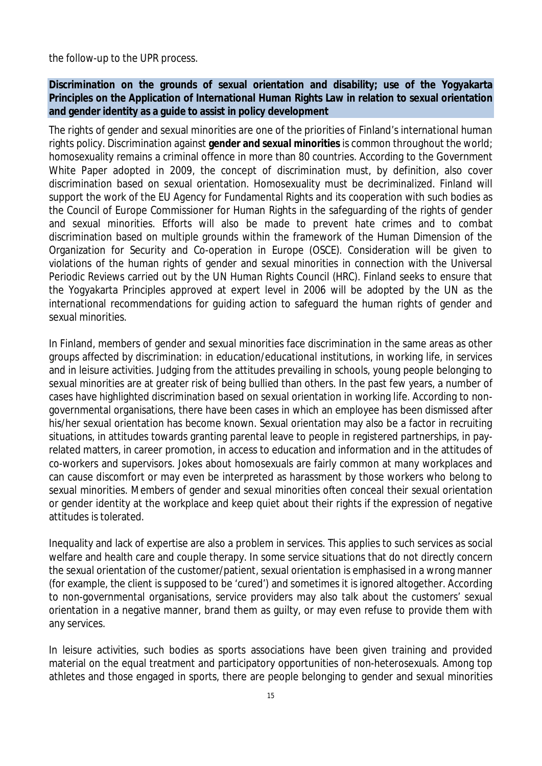the follow-up to the UPR process.

**Discrimination on the grounds of sexual orientation and disability; use of the Yogyakarta Principles on the Application of International Human Rights Law in relation to sexual orientation and gender identity as a guide to assist in policy development**

The rights of gender and sexual minorities are one of the priorities of Finland's international human rights policy. Discrimination against **gender and sexual minorities** is common throughout the world; homosexuality remains a criminal offence in more than 80 countries. According to the Government White Paper adopted in 2009, the concept of discrimination must, by definition, also cover discrimination based on sexual orientation. Homosexuality must be decriminalized. Finland will support the work of the EU Agency for Fundamental Rights and its cooperation with such bodies as the Council of Europe Commissioner for Human Rights in the safeguarding of the rights of gender and sexual minorities. Efforts will also be made to prevent hate crimes and to combat discrimination based on multiple grounds within the framework of the Human Dimension of the Organization for Security and Co-operation in Europe (OSCE). Consideration will be given to violations of the human rights of gender and sexual minorities in connection with the Universal Periodic Reviews carried out by the UN Human Rights Council (HRC). Finland seeks to ensure that the Yogyakarta Principles approved at expert level in 2006 will be adopted by the UN as the international recommendations for guiding action to safeguard the human rights of gender and sexual minorities.

In Finland, members of gender and sexual minorities face discrimination in the same areas as other groups affected by discrimination: in education/educational institutions, in working life, in services and in leisure activities. Judging from the attitudes prevailing in schools, young people belonging to sexual minorities are at greater risk of being bullied than others. In the past few years, a number of cases have highlighted discrimination based on sexual orientation in working life. According to non-governmental organisations, there have been cases in which an employee has been dismissed after his/her sexual orientation has become known. Sexual orientation may also be a factor in recruiting situations, in attitudes towards granting parental leave to people in registered partnerships, in pay-related matters, in career promotion, in access to education and information and in the attitudes of co-workers and supervisors. Jokes about homosexuals are fairly common at many workplaces and can cause discomfort or may even be interpreted as harassment by those workers who belong to sexual minorities. Members of gender and sexual minorities often conceal their sexual orientation or gender identity at the workplace and keep quiet about their rights if the expression of negative attitudes is tolerated.

Inequality and lack of expertise are also a problem in services. This applies to such services as social welfare and health care and couple therapy. In some service situations that do not directly concern the sexual orientation of the customer/patient, sexual orientation is emphasised in a wrong manner (for example, the client is supposed to be 'cured') and sometimes it is ignored altogether. According to non-governmental organisations, service providers may also talk about the customers' sexual orientation in a negative manner, brand them as guilty, or may even refuse to provide them with any services.

In leisure activities, such bodies as sports associations have been given training and provided material on the equal treatment and participatory opportunities of non-heterosexuals. Among top athletes and those engaged in sports, there are people belonging to gender and sexual minorities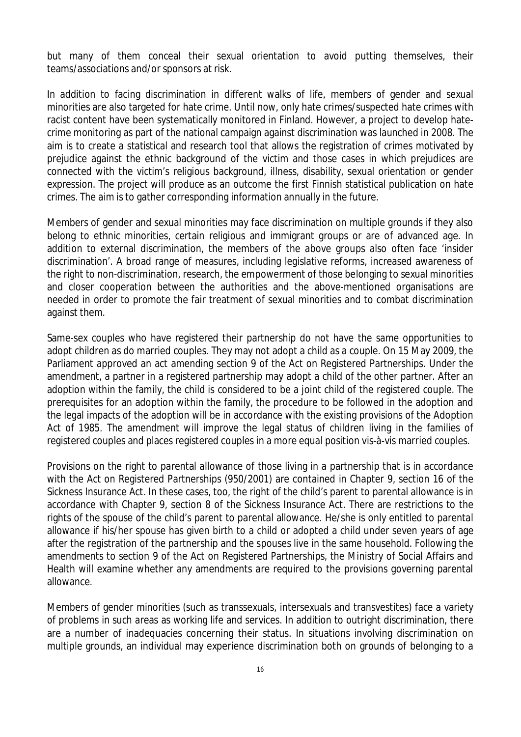but many of them conceal their sexual orientation to avoid putting themselves, their teams/associations and/or sponsors at risk.

In addition to facing discrimination in different walks of life, members of gender and sexual minorities are also targeted for hate crime. Until now, only hate crimes/suspected hate crimes with racist content have been systematically monitored in Finland. However, a project to develop hate-crime monitoring as part of the national campaign against discrimination was launched in 2008. The aim is to create a statistical and research tool that allows the registration of crimes motivated by prejudice against the ethnic background of the victim and those cases in which prejudices are connected with the victim's religious background, illness, disability, sexual orientation or gender expression. The project will produce as an outcome the first Finnish statistical publication on hate crimes. The aim is to gather corresponding information annually in the future.

Members of gender and sexual minorities may face discrimination on multiple grounds if they also belong to ethnic minorities, certain religious and immigrant groups or are of advanced age. In addition to external discrimination, the members of the above groups also often face 'insider discrimination'. A broad range of measures, including legislative reforms, increased awareness of the right to non-discrimination, research, the empowerment of those belonging to sexual minorities and closer cooperation between the authorities and the above-mentioned organisations are needed in order to promote the fair treatment of sexual minorities and to combat discrimination against them.

Same-sex couples who have registered their partnership do not have the same opportunities to adopt children as do married couples. They may not adopt a child as a couple. On 15 May 2009, the Parliament approved an act amending section 9 of the Act on Registered Partnerships. Under the amendment, a partner in a registered partnership may adopt a child of the other partner. After an adoption within the family, the child is considered to be a joint child of the registered couple. The prerequisites for an adoption within the family, the procedure to be followed in the adoption and the legal impacts of the adoption will be in accordance with the existing provisions of the Adoption Act of 1985. The amendment will improve the legal status of children living in the families of registered couples and places registered couples in a more equal position vis-à-vis married couples.

Provisions on the right to parental allowance of those living in a partnership that is in accordance with the Act on Registered Partnerships (950/2001) are contained in Chapter 9, section 16 of the Sickness Insurance Act. In these cases, too, the right of the child's parent to parental allowance is in accordance with Chapter 9, section 8 of the Sickness Insurance Act. There are restrictions to the rights of the spouse of the child's parent to parental allowance. He/she is only entitled to parental allowance if his/her spouse has given birth to a child or adopted a child under seven years of age after the registration of the partnership and the spouses live in the same household. Following the amendments to section 9 of the Act on Registered Partnerships, the Ministry of Social Affairs and Health will examine whether any amendments are required to the provisions governing parental allowance.

Members of gender minorities (such as transsexuals, intersexuals and transvestites) face a variety of problems in such areas as working life and services. In addition to outright discrimination, there are a number of inadequacies concerning their status. In situations involving discrimination on multiple grounds, an individual may experience discrimination both on grounds of belonging to a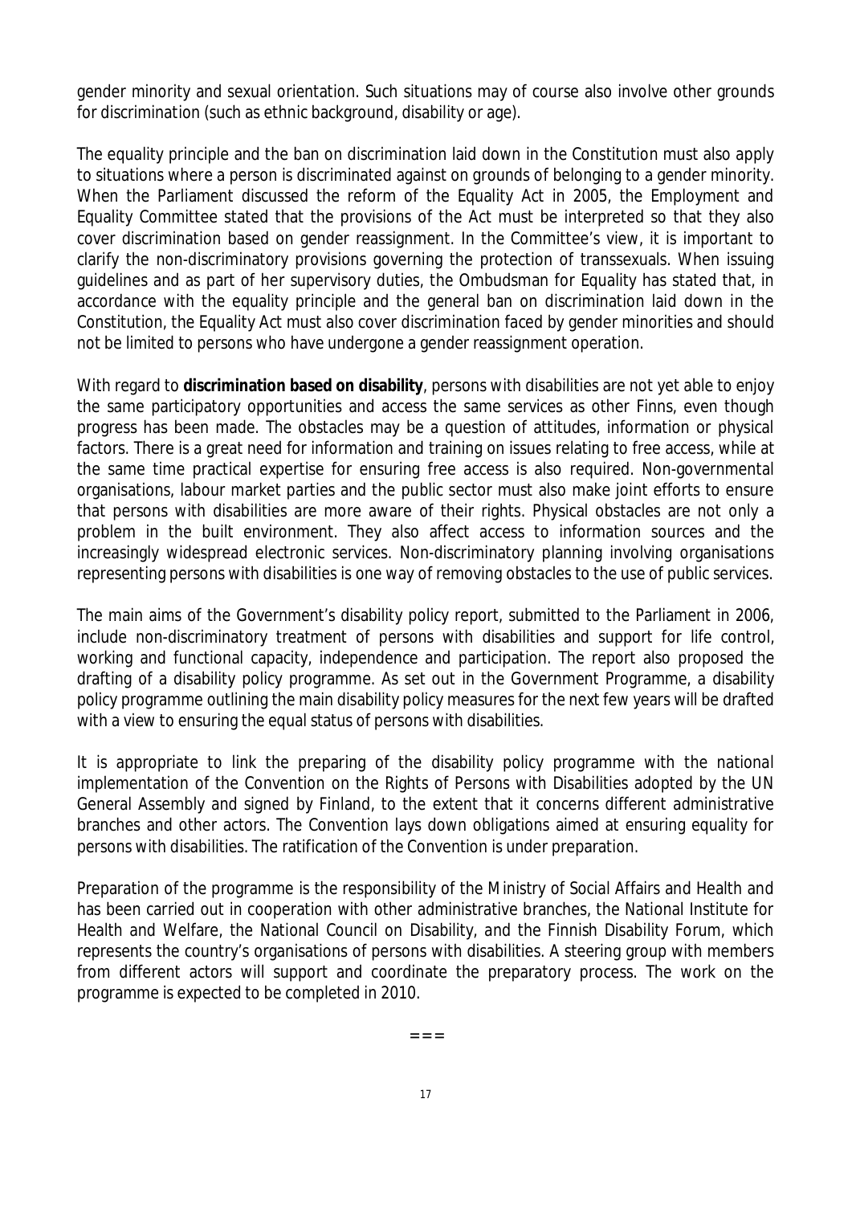gender minority and sexual orientation. Such situations may of course also involve other grounds for discrimination (such as ethnic background, disability or age).

The equality principle and the ban on discrimination laid down in the Constitution must also apply to situations where a person is discriminated against on grounds of belonging to a gender minority. When the Parliament discussed the reform of the Equality Act in 2005, the Employment and Equality Committee stated that the provisions of the Act must be interpreted so that they also cover discrimination based on gender reassignment. In the Committee's view, it is important to clarify the non-discriminatory provisions governing the protection of transsexuals. When issuing guidelines and as part of her supervisory duties, the Ombudsman for Equality has stated that, in accordance with the equality principle and the general ban on discrimination laid down in the Constitution, the Equality Act must also cover discrimination faced by gender minorities and should not be limited to persons who have undergone a gender reassignment operation.

With regard to **discrimination based on disability**, persons with disabilities are not yet able to enjoy the same participatory opportunities and access the same services as other Finns, even though progress has been made. The obstacles may be a question of attitudes, information or physical factors. There is a great need for information and training on issues relating to free access, while at the same time practical expertise for ensuring free access is also required. Non-governmental organisations, labour market parties and the public sector must also make joint efforts to ensure that persons with disabilities are more aware of their rights. Physical obstacles are not only a problem in the built environment. They also affect access to information sources and the increasingly widespread electronic services. Non-discriminatory planning involving organisations representing persons with disabilities is one way of removing obstacles to the use of public services.

The main aims of the Government's disability policy report, submitted to the Parliament in 2006, include non-discriminatory treatment of persons with disabilities and support for life control, working and functional capacity, independence and participation. The report also proposed the drafting of a disability policy programme. As set out in the Government Programme, a disability policy programme outlining the main disability policy measures for the next few years will be drafted with a view to ensuring the equal status of persons with disabilities.

It is appropriate to link the preparing of the disability policy programme with the national implementation of the Convention on the Rights of Persons with Disabilities adopted by the UN General Assembly and signed by Finland, to the extent that it concerns different administrative branches and other actors. The Convention lays down obligations aimed at ensuring equality for persons with disabilities. The ratification of the Convention is under preparation.

Preparation of the programme is the responsibility of the Ministry of Social Affairs and Health and has been carried out in cooperation with other administrative branches, the National Institute for Health and Welfare, the National Council on Disability, and the Finnish Disability Forum, which represents the country's organisations of persons with disabilities. A steering group with members from different actors will support and coordinate the preparatory process. The work on the programme is expected to be completed in 2010.

===